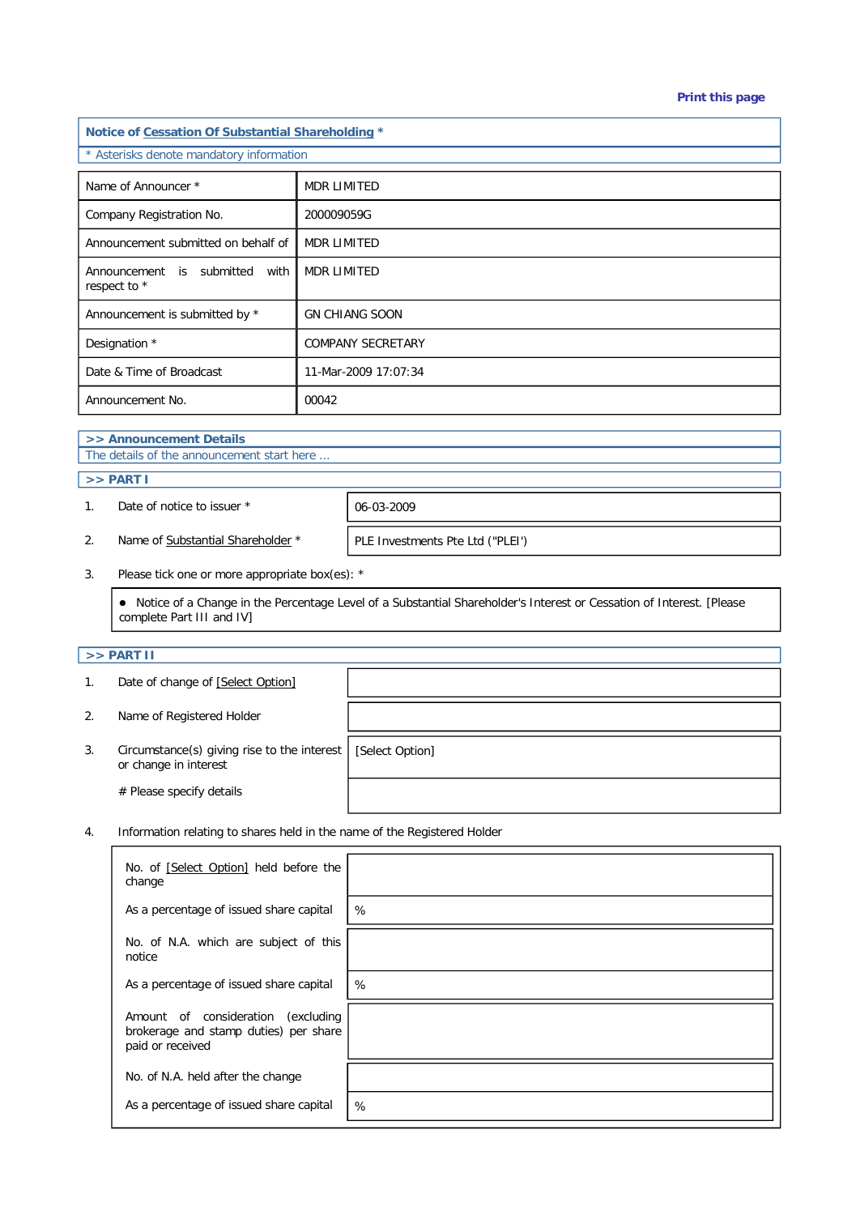Print this page

**Notice of Cessation Of Substantial Shareholding** *

* Asterisks denote mandatory information

| | |
|---|---|
| Name of Announcer * | MDR LIMITED |
| Company Registration No. | 200009059G |
| Announcement submitted on behalf of | MDR LIMITED |
| Announcement is submitted with respect to * | MDR LIMITED |
| Announcement is submitted by * | GN CHIANG SOON |
| Designation * | COMPANY SECRETARY |
| Date & Time of Broadcast | 11-Mar-2009 17:07:34 |
| Announcement No. | 00042 |

**>> Announcement Details**

The details of the announcement start here ...

**>> PART I**

| | | |
|---|---|---|
| 1. | Date of notice to issuer * | 06-03-2009 |
| 2. | Name of Substantial Shareholder * | PLE Investments Pte Ltd ("PLEI") |

3. Please tick one or more appropriate box(es): *

- Notice of a Change in the Percentage Level of a Substantial Shareholder's Interest or Cessation of Interest. [Please complete Part III and IV]

**>> PART II**

| | | |
|---|---|---|
| 1. | Date of change of [Select Option] | |
| 2. | Name of Registered Holder | |
| 3. | Circumstance(s) giving rise to the interest or change in interest | [Select Option] |
| | # Please specify details | |

4. Information relating to shares held in the name of the Registered Holder

| | |
|---|---|
| No. of [Select Option] held before the change | |
| As a percentage of issued share capital | % |
| No. of N.A. which are subject of this notice | |
| As a percentage of issued share capital | % |
| Amount of consideration (excluding brokerage and stamp duties) per share paid or received | |
| No. of N.A. held after the change | |
| As a percentage of issued share capital | % |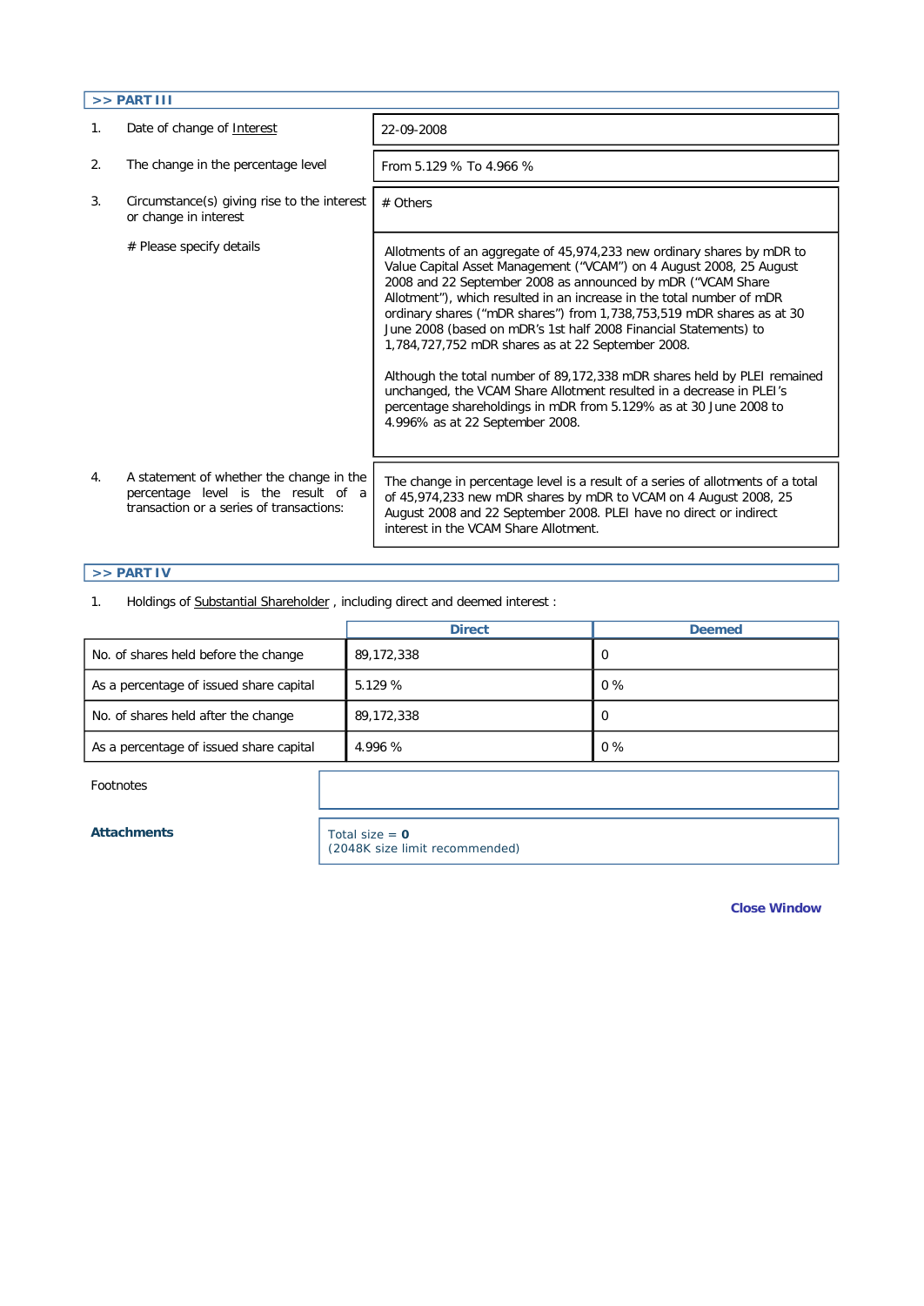## >> PART III

| | | |
|---|---|---|
| 1. | Date of change of Interest | 22-09-2008 |
| 2. | The change in the percentage level | From 5.129 % To 4.966 % |
| 3. | Circumstance(s) giving rise to the interest or change in interest | # Others |
| | # Please specify details | Allotments of an aggregate of 45,974,233 new ordinary shares by mDR to Value Capital Asset Management ("VCAM") on 4 August 2008, 25 August 2008 and 22 September 2008 as announced by mDR ("VCAM Share Allotment"), which resulted in an increase in the total number of mDR ordinary shares ("mDR shares") from 1,738,753,519 mDR shares as at 30 June 2008 (based on mDR's 1st half 2008 Financial Statements) to 1,784,727,752 mDR shares as at 22 September 2008.<br><br>Although the total number of 89,172,338 mDR shares held by PLEI remained unchanged, the VCAM Share Allotment resulted in a decrease in PLEI's percentage shareholdings in mDR from 5.129% as at 30 June 2008 to 4.996% as at 22 September 2008. |
| 4. | A statement of whether the change in the percentage level is the result of a transaction or a series of transactions: | The change in percentage level is a result of a series of allotments of a total of 45,974,233 new mDR shares by mDR to VCAM on 4 August 2008, 25 August 2008 and 22 September 2008. PLEI have no direct or indirect interest in the VCAM Share Allotment. |

## >> PART IV

1. Holdings of Substantial Shareholder , including direct and deemed interest :

| | Direct | Deemed |
|---|---|---|
| No. of shares held before the change | 89,172,338 | 0 |
| As a percentage of issued share capital | 5.129 % | 0 % |
| No. of shares held after the change | 89,172,338 | 0 |
| As a percentage of issued share capital | 4.996 % | 0 % |

Footnotes

**Attachments**

Total size = **0**
(2048K size limit recommended)

**Close Window**